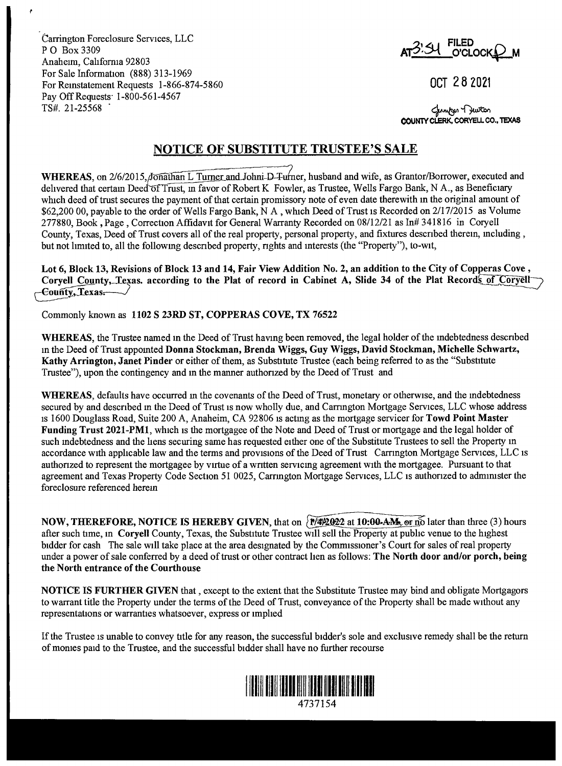Carrington Foreclosure Services, LLC
P O Box 3309
Anaheim, California 92803
For Sale Information (888) 313-1969
For Reinstatement Requests 1-866-874-5860
Pay Off Requests 1-800-561-4567
TS#. 21-25568

AT 3:54 O'CLOCK P M FILED

OCT 28 2021

COUNTY CLERK, CORYELL CO., TEXAS

## NOTICE OF SUBSTITUTE TRUSTEE'S SALE

**WHEREAS**, on 2/6/2015, Jonathan L Turner and Johni D Turner, husband and wife, as Grantor/Borrower, executed and delivered that certain Deed of Trust, in favor of Robert K Fowler, as Trustee, Wells Fargo Bank, N A., as Beneficiary which deed of trust secures the payment of that certain promissory note of even date therewith in the original amount of $62,200 00, payable to the order of Wells Fargo Bank, N A , which Deed of Trust is Recorded on 2/17/2015 as Volume 277880, Book , Page , Correction Affidavit for General Warranty Recorded on 08/12/21 as In# 341816 in Coryell County, Texas, Deed of Trust covers all of the real property, personal property, and fixtures described therein, including , but not limited to, all the following described property, rights and interests (the "Property"), to-wit,

**Lot 6, Block 13, Revisions of Block 13 and 14, Fair View Addition No. 2, an addition to the City of Copperas Cove , Coryell County, Texas. according to the Plat of record in Cabinet A, Slide 34 of the Plat Records of Coryell County, Texas.**

Commonly known as **1102 S 23RD ST, COPPERAS COVE, TX 76522**

**WHEREAS**, the Trustee named in the Deed of Trust having been removed, the legal holder of the indebtedness described in the Deed of Trust appointed **Donna Stockman, Brenda Wiggs, Guy Wiggs, David Stockman, Michelle Schwartz, Kathy Arrington, Janet Pinder** or either of them, as Substitute Trustee (each being referred to as the "Substitute Trustee"), upon the contingency and in the manner authorized by the Deed of Trust and

**WHEREAS**, defaults have occurred in the covenants of the Deed of Trust, monetary or otherwise, and the indebtedness secured by and described in the Deed of Trust is now wholly due, and Carrington Mortgage Services, LLC whose address is 1600 Douglass Road, Suite 200 A, Anaheim, CA 92806 is acting as the mortgage servicer for **Towd Point Master Funding Trust 2021-PM1**, which is the mortgagee of the Note and Deed of Trust or mortgage and the legal holder of such indebtedness and the liens securing same has requested either one of the Substitute Trustees to sell the Property in accordance with applicable law and the terms and provisions of the Deed of Trust Carrington Mortgage Services, LLC is authorized to represent the mortgagee by virtue of a written servicing agreement with the mortgagee. Pursuant to that agreement and Texas Property Code Section 51 0025, Carrington Mortgage Services, LLC is authorized to administer the foreclosure referenced herein

**NOW, THEREFORE, NOTICE IS HEREBY GIVEN**, that on **1/4/2022 at 10:00 AM**, or no later than three (3) hours after such time, in **Coryell** County, Texas, the Substitute Trustee will sell the Property at public venue to the highest bidder for cash The sale will take place at the area designated by the Commissioner's Court for sales of real property under a power of sale conferred by a deed of trust or other contract lien as follows: **The North door and/or porch, being the North entrance of the Courthouse**

**NOTICE IS FURTHER GIVEN** that , except to the extent that the Substitute Trustee may bind and obligate Mortgagors to warrant title the Property under the terms of the Deed of Trust, conveyance of the Property shall be made without any representations or warranties whatsoever, express or implied

If the Trustee is unable to convey title for any reason, the successful bidder's sole and exclusive remedy shall be the return of monies paid to the Trustee, and the successful bidder shall have no further recourse

4737154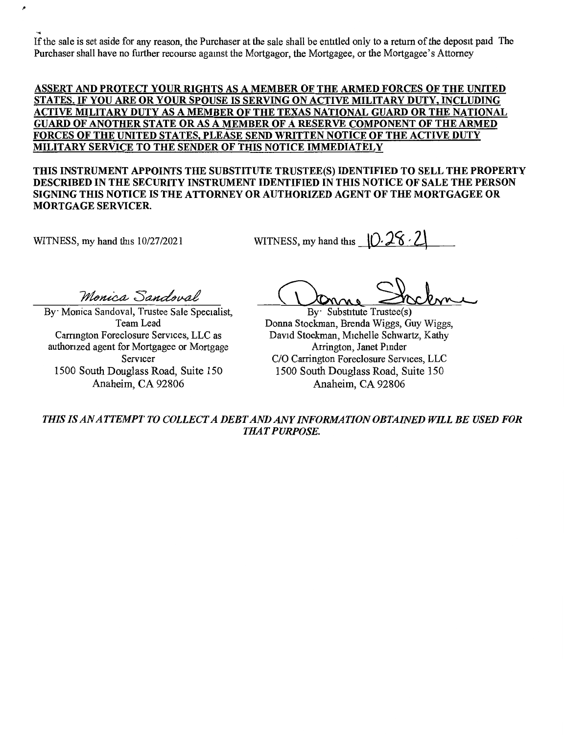If the sale is set aside for any reason, the Purchaser at the sale shall be entitled only to a return of the deposit paid The Purchaser shall have no further recourse against the Mortgagor, the Mortgagee, or the Mortgagee's Attorney

**ASSERT AND PROTECT YOUR RIGHTS AS A MEMBER OF THE ARMED FORCES OF THE UNITED STATES. IF YOU ARE OR YOUR SPOUSE IS SERVING ON ACTIVE MILITARY DUTY, INCLUDING ACTIVE MILITARY DUTY AS A MEMBER OF THE TEXAS NATIONAL GUARD OR THE NATIONAL GUARD OF ANOTHER STATE OR AS A MEMBER OF A RESERVE COMPONENT OF THE ARMED FORCES OF THE UNITED STATES, PLEASE SEND WRITTEN NOTICE OF THE ACTIVE DUTY MILITARY SERVICE TO THE SENDER OF THIS NOTICE IMMEDIATELY**

**THIS INSTRUMENT APPOINTS THE SUBSTITUTE TRUSTEE(S) IDENTIFIED TO SELL THE PROPERTY DESCRIBED IN THE SECURITY INSTRUMENT IDENTIFIED IN THIS NOTICE OF SALE THE PERSON SIGNING THIS NOTICE IS THE ATTORNEY OR AUTHORIZED AGENT OF THE MORTGAGEE OR MORTGAGE SERVICER.**

WITNESS, my hand this 10/27/2021

Monica Sandoval

By: Monica Sandoval, Trustee Sale Specialist, Team Lead
Carrington Foreclosure Services, LLC as authorized agent for Mortgagee or Mortgage Servicer
1500 South Douglass Road, Suite 150
Anaheim, CA 92806

WITNESS, my hand this 10.28.21

Donna Stockman

By: Substitute Trustee(s)
Donna Stockman, Brenda Wiggs, Guy Wiggs, David Stockman, Michelle Schwartz, Kathy Arrington, Janet Pinder
C/O Carrington Foreclosure Services, LLC
1500 South Douglass Road, Suite 150
Anaheim, CA 92806

***THIS IS AN ATTEMPT TO COLLECT A DEBT AND ANY INFORMATION OBTAINED WILL BE USED FOR THAT PURPOSE.***